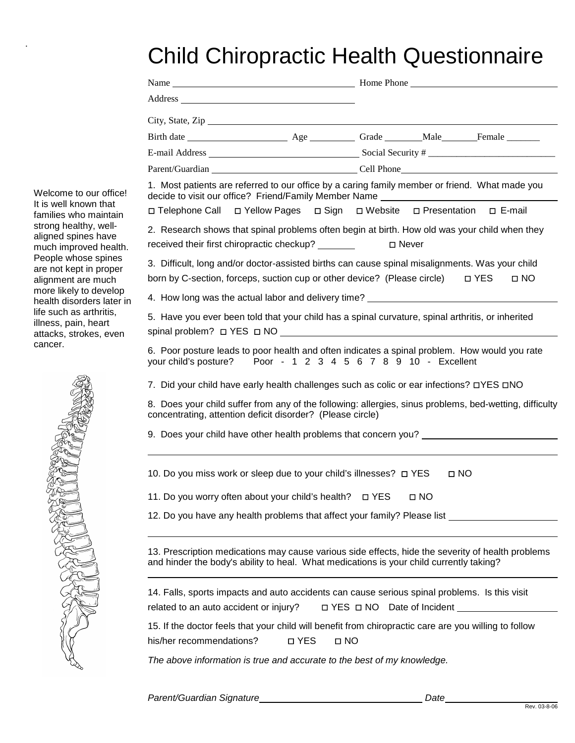# Child Chiropractic Health Questionnaire

Welcome to our office! It is well known that families who maintain strong healthy, well-aligned spines have much improved health. People whose spines are not kept in proper alignment are much more likely to develop health disorders later in life such as arthritis, illness, pain, heart attacks, strokes, even cancer.

Name ______________________ Home Phone ______________________

Address ______________________

City, State, Zip ______________________

Birth date ______________ Age ________ Grade ________ Male ________ Female ________

E-mail Address ______________________ Social Security # ______________________

Parent/Guardian ______________________ Cell Phone ______________________

1. Most patients are referred to our office by a caring family member or friend. What made you decide to visit our office? Friend/Family Member Name ______________________

◻ Telephone Call ◻ Yellow Pages ◻ Sign ◻ Website ◻ Presentation ◻ E-mail

2. Research shows that spinal problems often begin at birth. How old was your child when they received their first chiropractic checkup? ________ ◻ Never

3. Difficult, long and/or doctor-assisted births can cause spinal misalignments. Was your child born by C-section, forceps, suction cup or other device? (Please circle) ◻ YES ◻ NO

4. How long was the actual labor and delivery time? ______________________

5. Have you ever been told that your child has a spinal curvature, spinal arthritis, or inherited spinal problem? ◻ YES ◻ NO ______________________

6. Poor posture leads to poor health and often indicates a spinal problem. How would you rate your child's posture? Poor - 1 2 3 4 5 6 7 8 9 10 - Excellent

7. Did your child have early health challenges such as colic or ear infections? ◻YES ◻NO

8. Does your child suffer from any of the following: allergies, sinus problems, bed-wetting, difficulty concentrating, attention deficit disorder? (Please circle)

9. Does your child have other health problems that concern you? ______________________

______________________

10. Do you miss work or sleep due to your child's illnesses? ◻ YES ◻ NO

11. Do you worry often about your child's health? ◻ YES ◻ NO

12. Do you have any health problems that affect your family? Please list ______________________

______________________

13. Prescription medications may cause various side effects, hide the severity of health problems and hinder the body's ability to heal. What medications is your child currently taking?

______________________

14. Falls, sports impacts and auto accidents can cause serious spinal problems. Is this visit related to an auto accident or injury? ◻ YES ◻ NO Date of Incident ______________________

15. If the doctor feels that your child will benefit from chiropractic care are you willing to follow his/her recommendations? ◻ YES ◻ NO

*The above information is true and accurate to the best of my knowledge.*

*Parent/Guardian Signature* ______________________ *Date* ______________________

Rev. 03-8-06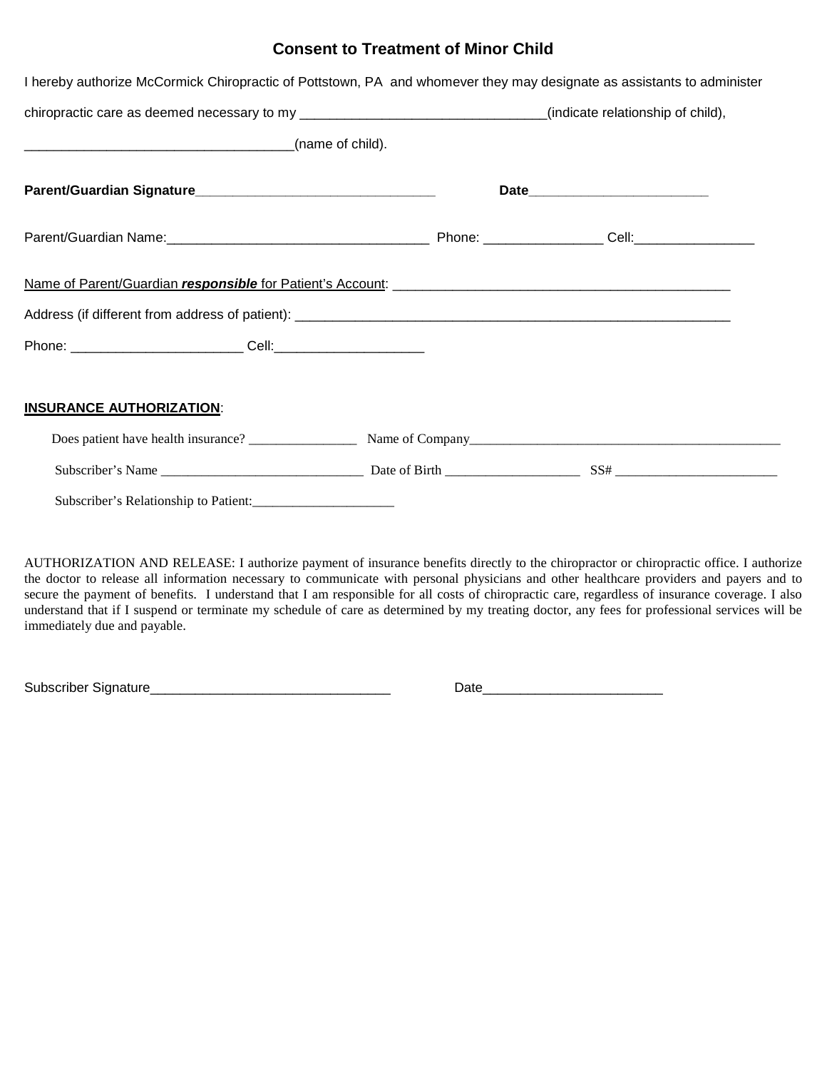# Consent to Treatment of Minor Child

I hereby authorize McCormick Chiropractic of Pottstown, PA and whomever they may designate as assistants to administer chiropractic care as deemed necessary to my ________________________________(indicate relationship of child), ___________________________________(name of child).

**Parent/Guardian Signature**________________________________ **Date**________________________

Parent/Guardian Name:__________________________________ Phone: _______________ Cell:_______________

Name of Parent/Guardian ***responsible*** for Patient's Account: ____________________________________________

Address (if different from address of patient): _________________________________________________________

Phone: ______________________ Cell:___________________

**INSURANCE AUTHORIZATION**:

Does patient have health insurance? _______________ Name of Company_____________________________________________

Subscriber's Name _____________________________ Date of Birth ___________________ SS# _______________________

Subscriber's Relationship to Patient:____________________

AUTHORIZATION AND RELEASE: I authorize payment of insurance benefits directly to the chiropractor or chiropractic office. I authorize the doctor to release all information necessary to communicate with personal physicians and other healthcare providers and payers and to secure the payment of benefits. I understand that I am responsible for all costs of chiropractic care, regardless of insurance coverage. I also understand that if I suspend or terminate my schedule of care as determined by my treating doctor, any fees for professional services will be immediately due and payable.

Subscriber Signature________________________________ Date________________________